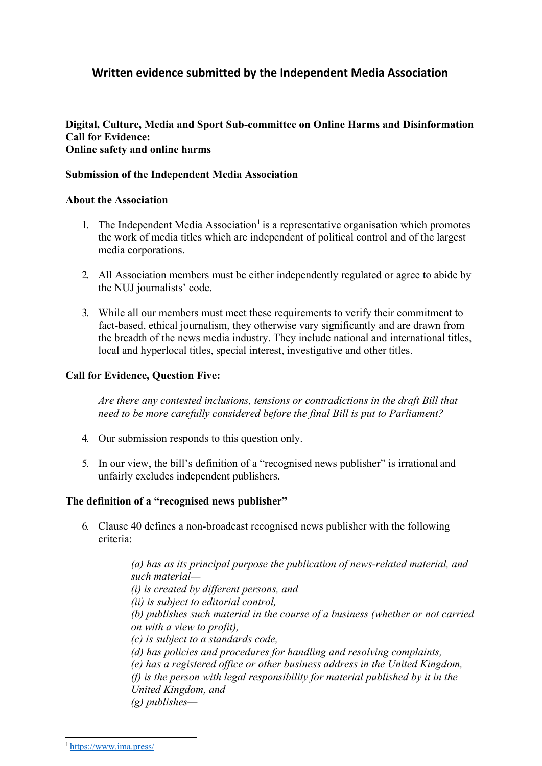# Written evidence submitted by the Independent Media Association

**Digital, Culture, Media and Sport Sub-committee on Online Harms and Disinformation**
**Call for Evidence:**
**Online safety and online harms**

**Submission of the Independent Media Association**

**About the Association**

1. The Independent Media Association[1] is a representative organisation which promotes the work of media titles which are independent of political control and of the largest media corporations.

2. All Association members must be either independently regulated or agree to abide by the NUJ journalists' code.

3. While all our members must meet these requirements to verify their commitment to fact-based, ethical journalism, they otherwise vary significantly and are drawn from the breadth of the news media industry. They include national and international titles, local and hyperlocal titles, special interest, investigative and other titles.

**Call for Evidence, Question Five:**

> *Are there any contested inclusions, tensions or contradictions in the draft Bill that need to be more carefully considered before the final Bill is put to Parliament?*

4. Our submission responds to this question only.

5. In our view, the bill's definition of a "recognised news publisher" is irrational and unfairly excludes independent publishers.

**The definition of a "recognised news publisher"**

6. Clause 40 defines a non-broadcast recognised news publisher with the following criteria:

> *(a) has as its principal purpose the publication of news-related material, and such material—*
> *(i) is created by different persons, and*
> *(ii) is subject to editorial control,*
> *(b) publishes such material in the course of a business (whether or not carried on with a view to profit),*
> *(c) is subject to a standards code,*
> *(d) has policies and procedures for handling and resolving complaints,*
> *(e) has a registered office or other business address in the United Kingdom,*
> *(f) is the person with legal responsibility for material published by it in the United Kingdom, and*
> *(g) publishes—*

[1] https://www.ima.press/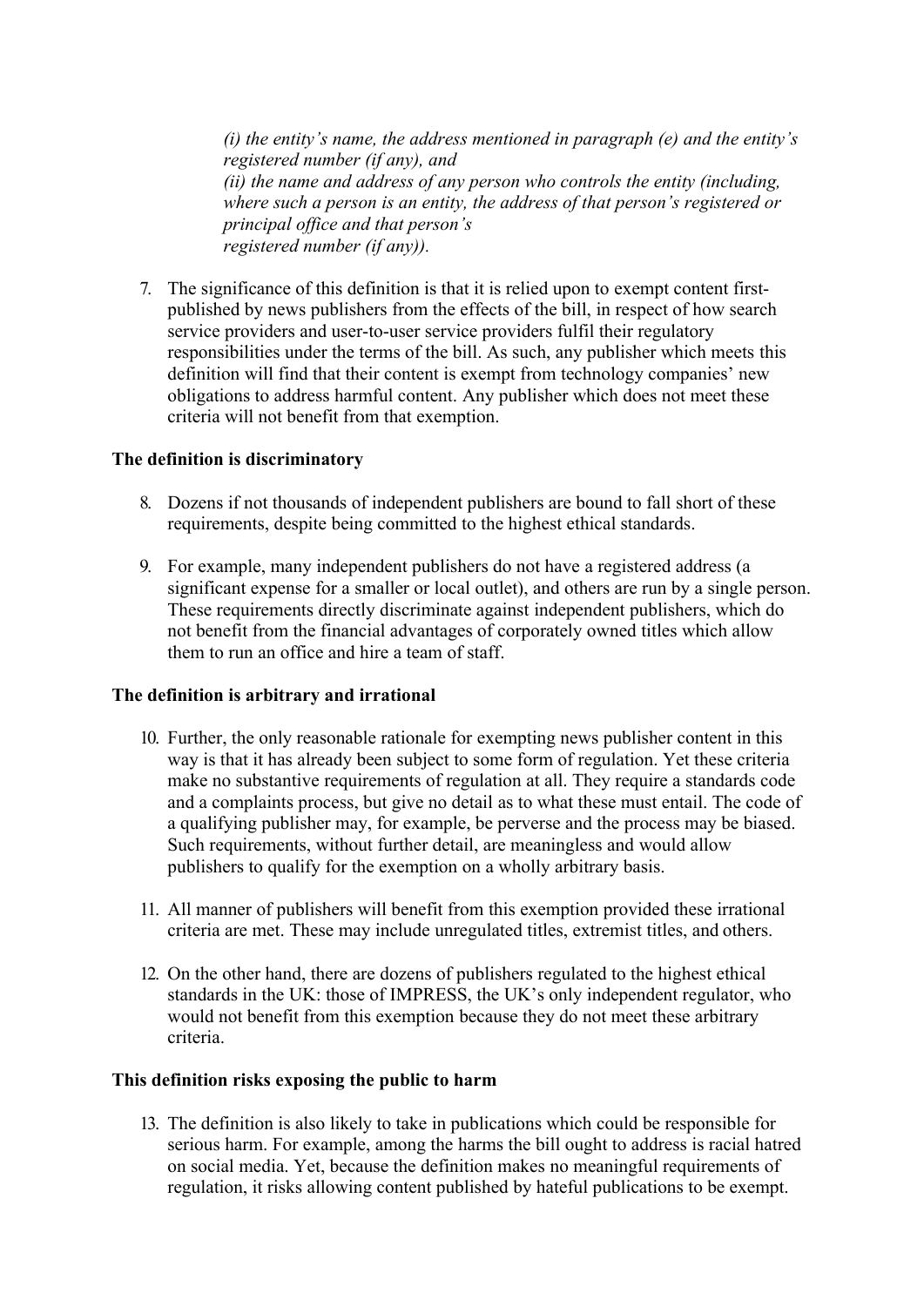*(i) the entity's name, the address mentioned in paragraph (e) and the entity's registered number (if any), and*
*(ii) the name and address of any person who controls the entity (including, where such a person is an entity, the address of that person's registered or principal office and that person's registered number (if any)).*

7. The significance of this definition is that it is relied upon to exempt content first-published by news publishers from the effects of the bill, in respect of how search service providers and user-to-user service providers fulfil their regulatory responsibilities under the terms of the bill. As such, any publisher which meets this definition will find that their content is exempt from technology companies' new obligations to address harmful content. Any publisher which does not meet these criteria will not benefit from that exemption.

**The definition is discriminatory**

8. Dozens if not thousands of independent publishers are bound to fall short of these requirements, despite being committed to the highest ethical standards.

9. For example, many independent publishers do not have a registered address (a significant expense for a smaller or local outlet), and others are run by a single person. These requirements directly discriminate against independent publishers, which do not benefit from the financial advantages of corporately owned titles which allow them to run an office and hire a team of staff.

**The definition is arbitrary and irrational**

10. Further, the only reasonable rationale for exempting news publisher content in this way is that it has already been subject to some form of regulation. Yet these criteria make no substantive requirements of regulation at all. They require a standards code and a complaints process, but give no detail as to what these must entail. The code of a qualifying publisher may, for example, be perverse and the process may be biased. Such requirements, without further detail, are meaningless and would allow publishers to qualify for the exemption on a wholly arbitrary basis.

11. All manner of publishers will benefit from this exemption provided these irrational criteria are met. These may include unregulated titles, extremist titles, and others.

12. On the other hand, there are dozens of publishers regulated to the highest ethical standards in the UK: those of IMPRESS, the UK's only independent regulator, who would not benefit from this exemption because they do not meet these arbitrary criteria.

**This definition risks exposing the public to harm**

13. The definition is also likely to take in publications which could be responsible for serious harm. For example, among the harms the bill ought to address is racial hatred on social media. Yet, because the definition makes no meaningful requirements of regulation, it risks allowing content published by hateful publications to be exempt.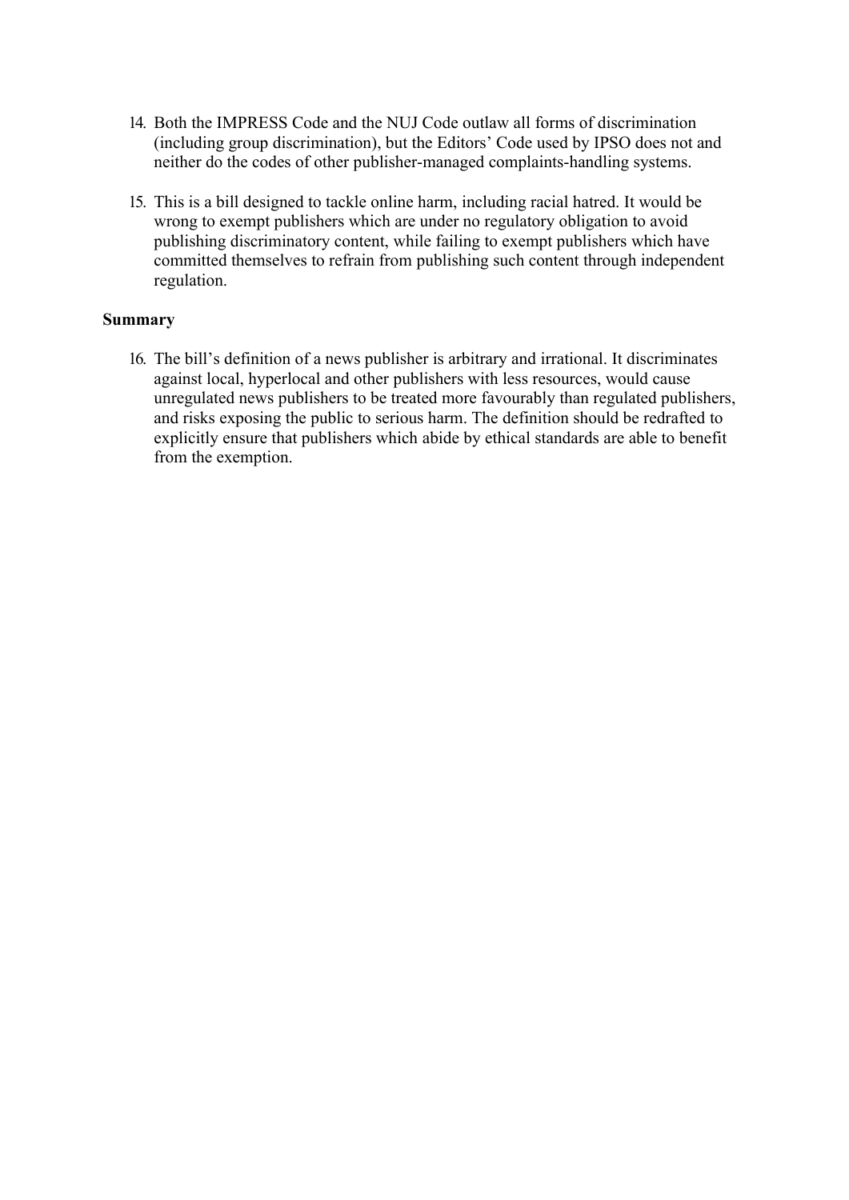14. Both the IMPRESS Code and the NUJ Code outlaw all forms of discrimination (including group discrimination), but the Editors' Code used by IPSO does not and neither do the codes of other publisher-managed complaints-handling systems.

15. This is a bill designed to tackle online harm, including racial hatred. It would be wrong to exempt publishers which are under no regulatory obligation to avoid publishing discriminatory content, while failing to exempt publishers which have committed themselves to refrain from publishing such content through independent regulation.

**Summary**

16. The bill's definition of a news publisher is arbitrary and irrational. It discriminates against local, hyperlocal and other publishers with less resources, would cause unregulated news publishers to be treated more favourably than regulated publishers, and risks exposing the public to serious harm. The definition should be redrafted to explicitly ensure that publishers which abide by ethical standards are able to benefit from the exemption.